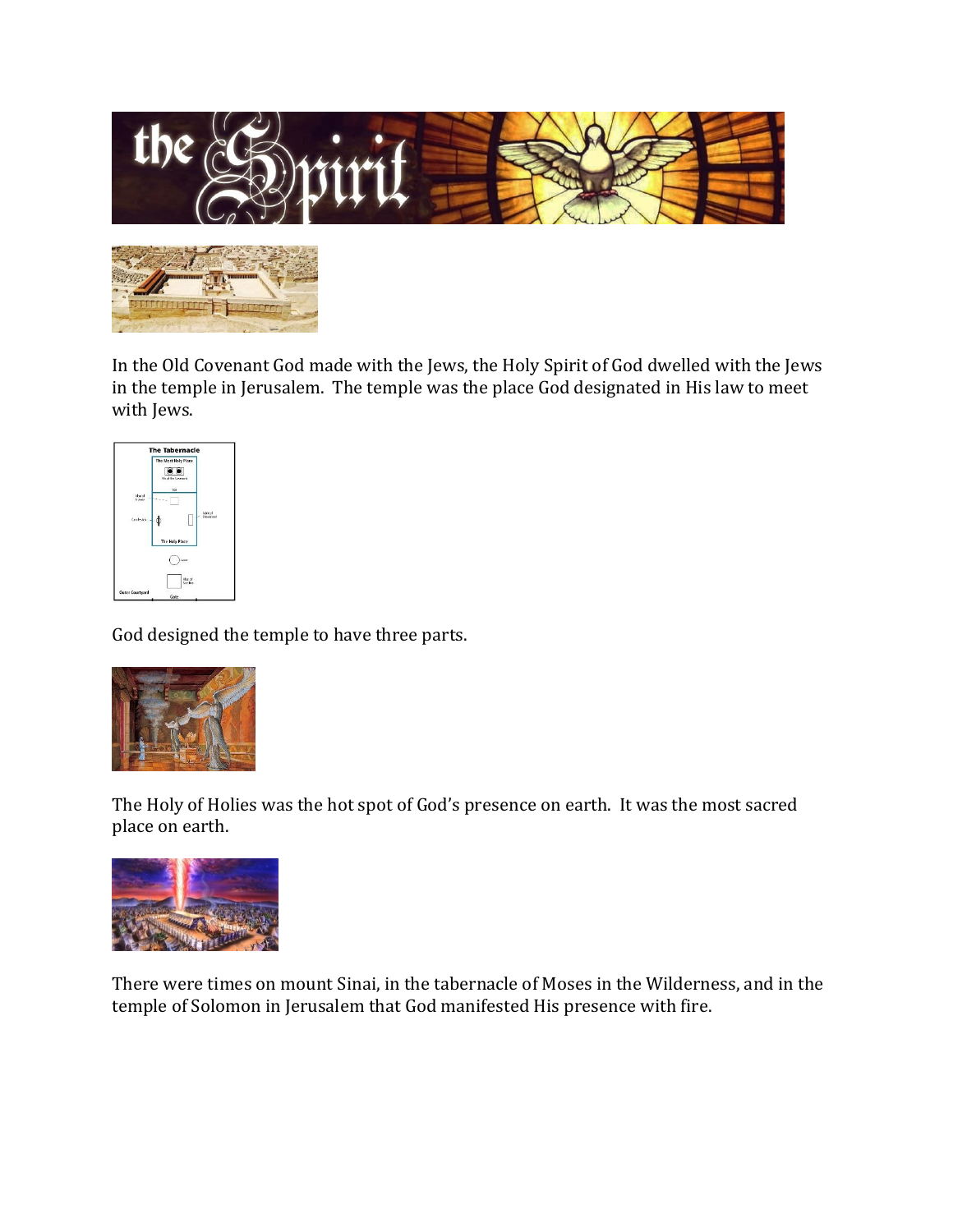In the Old Covenant God made with the Jews, the Holy Spirit of God dwelled with the Jews in the temple in Jerusalem. The temple was the place God designated in His law to meet with Jews.

God designed the temple to have three parts.

The Holy of Holies was the hot spot of God's presence on earth. It was the most sacred place on earth.

There were times on mount Sinai, in the tabernacle of Moses in the Wilderness, and in the temple of Solomon in Jerusalem that God manifested His presence with fire.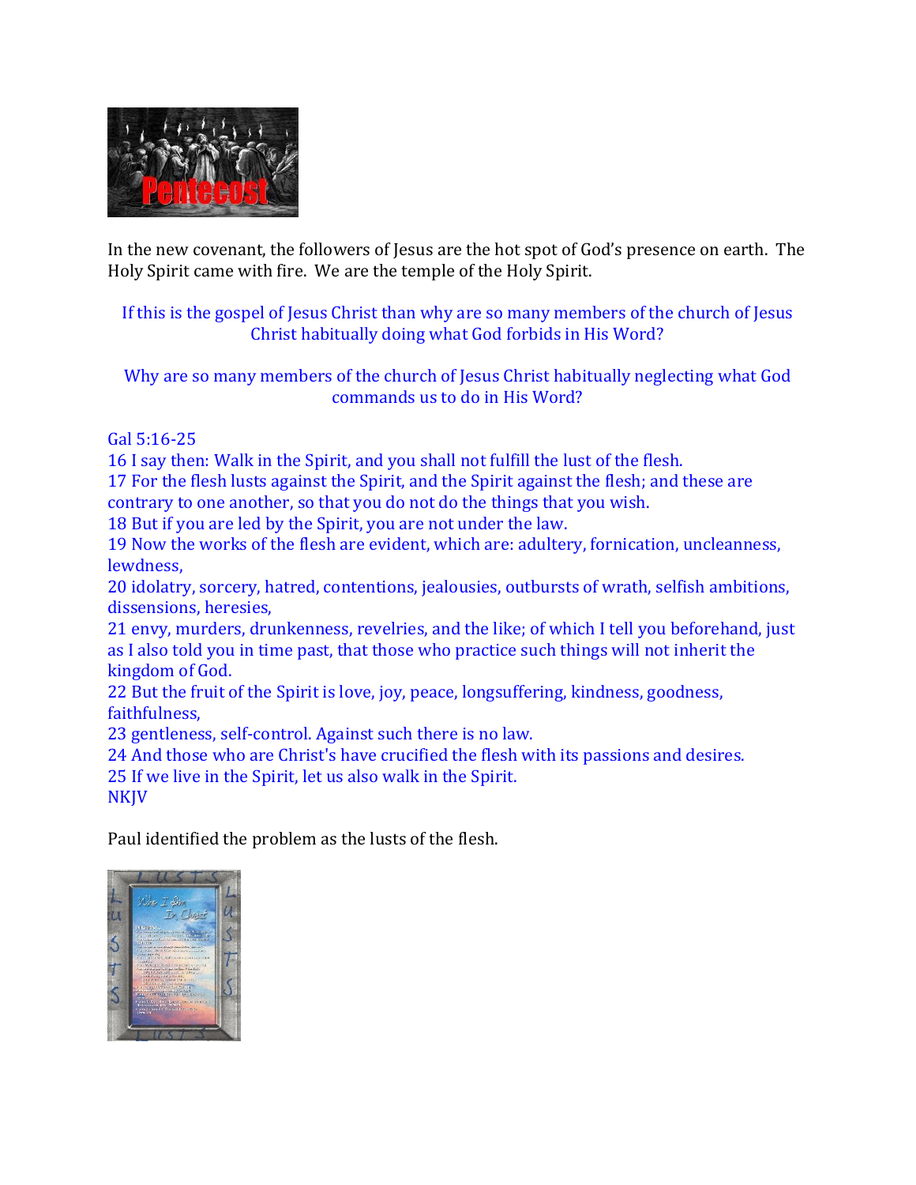In the new covenant, the followers of Jesus are the hot spot of God's presence on earth. The Holy Spirit came with fire. We are the temple of the Holy Spirit.

If this is the gospel of Jesus Christ than why are so many members of the church of Jesus Christ habitually doing what God forbids in His Word?

Why are so many members of the church of Jesus Christ habitually neglecting what God commands us to do in His Word?

Gal 5:16-25
16 I say then: Walk in the Spirit, and you shall not fulfill the lust of the flesh.
17 For the flesh lusts against the Spirit, and the Spirit against the flesh; and these are contrary to one another, so that you do not do the things that you wish.
18 But if you are led by the Spirit, you are not under the law.
19 Now the works of the flesh are evident, which are: adultery, fornication, uncleanness, lewdness,
20 idolatry, sorcery, hatred, contentions, jealousies, outbursts of wrath, selfish ambitions, dissensions, heresies,
21 envy, murders, drunkenness, revelries, and the like; of which I tell you beforehand, just as I also told you in time past, that those who practice such things will not inherit the kingdom of God.
22 But the fruit of the Spirit is love, joy, peace, longsuffering, kindness, goodness, faithfulness,
23 gentleness, self-control. Against such there is no law.
24 And those who are Christ's have crucified the flesh with its passions and desires.
25 If we live in the Spirit, let us also walk in the Spirit.
NKJV

Paul identified the problem as the lusts of the flesh.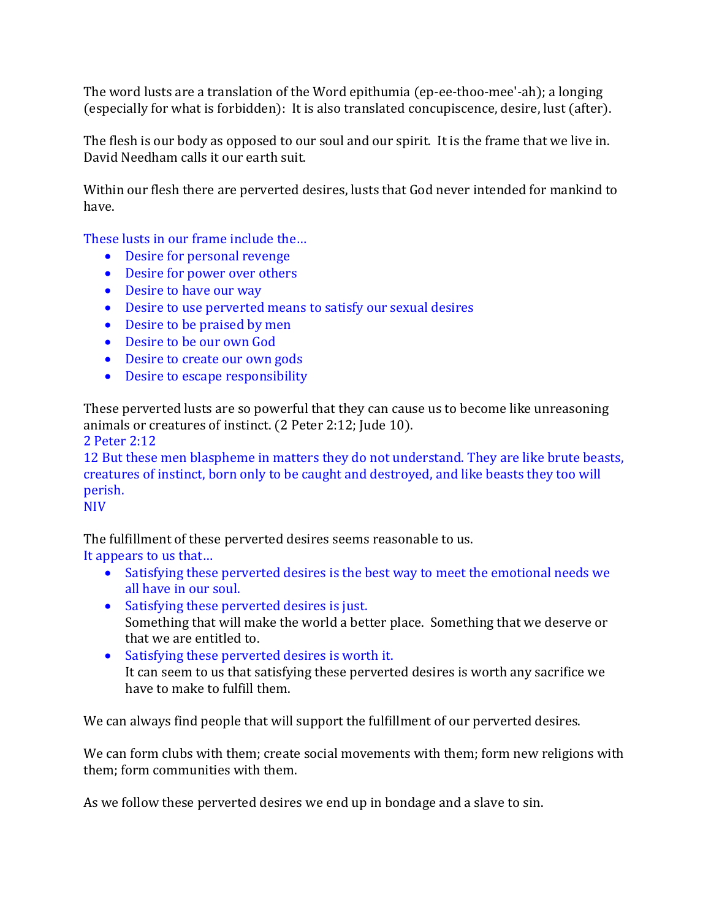The word lusts are a translation of the Word epithumia (ep-ee-thoo-mee'-ah); a longing (especially for what is forbidden): It is also translated concupiscence, desire, lust (after).

The flesh is our body as opposed to our soul and our spirit. It is the frame that we live in. David Needham calls it our earth suit.

Within our flesh there are perverted desires, lusts that God never intended for mankind to have.

These lusts in our frame include the…

- Desire for personal revenge
- Desire for power over others
- Desire to have our way
- Desire to use perverted means to satisfy our sexual desires
- Desire to be praised by men
- Desire to be our own God
- Desire to create our own gods
- Desire to escape responsibility

These perverted lusts are so powerful that they can cause us to become like unreasoning animals or creatures of instinct. (2 Peter 2:12; Jude 10).

2 Peter 2:12
12 But these men blaspheme in matters they do not understand. They are like brute beasts, creatures of instinct, born only to be caught and destroyed, and like beasts they too will perish.
NIV

The fulfillment of these perverted desires seems reasonable to us.
It appears to us that…

- Satisfying these perverted desires is the best way to meet the emotional needs we all have in our soul.
- Satisfying these perverted desires is just.
  Something that will make the world a better place. Something that we deserve or that we are entitled to.
- Satisfying these perverted desires is worth it.
  It can seem to us that satisfying these perverted desires is worth any sacrifice we have to make to fulfill them.

We can always find people that will support the fulfillment of our perverted desires.

We can form clubs with them; create social movements with them; form new religions with them; form communities with them.

As we follow these perverted desires we end up in bondage and a slave to sin.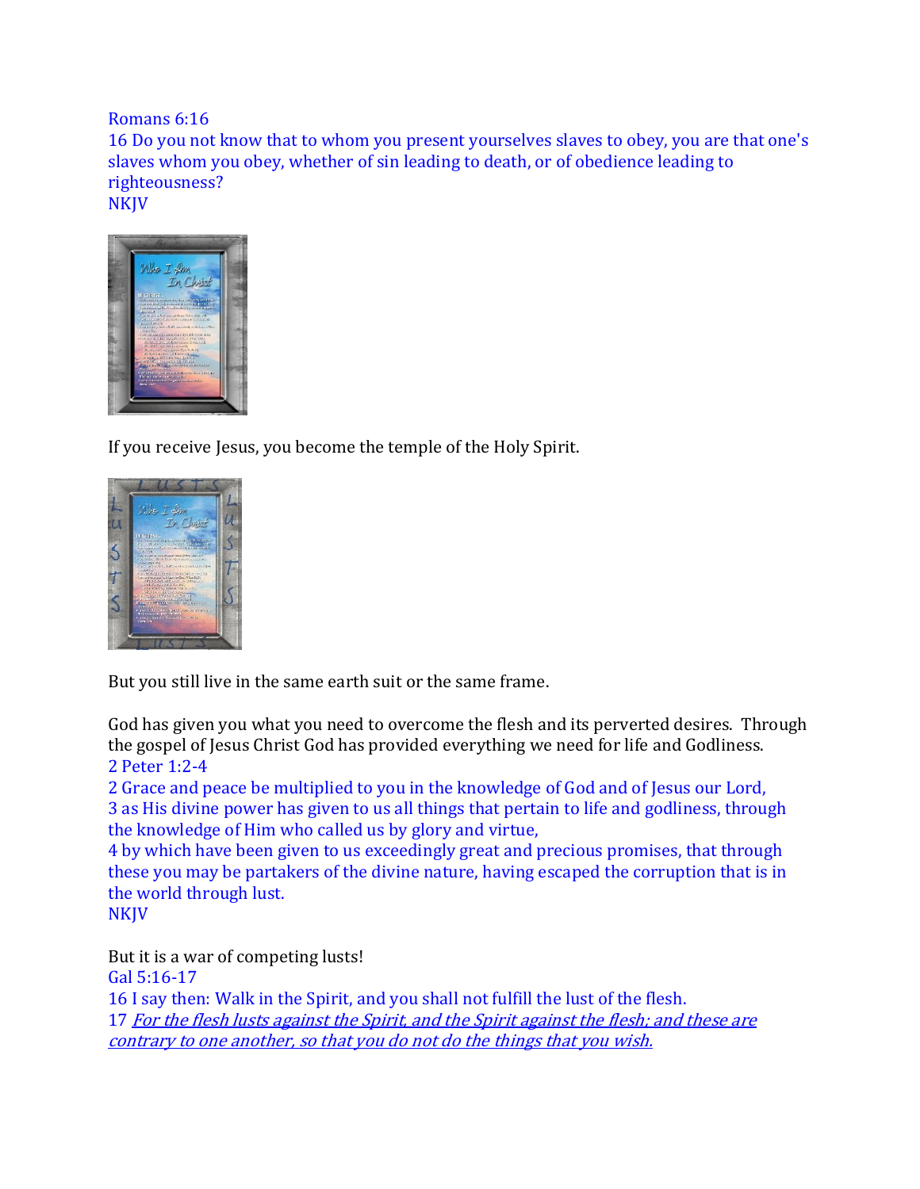Romans 6:16
16 Do you not know that to whom you present yourselves slaves to obey, you are that one's slaves whom you obey, whether of sin leading to death, or of obedience leading to righteousness?
NKJV

If you receive Jesus, you become the temple of the Holy Spirit.

But you still live in the same earth suit or the same frame.

God has given you what you need to overcome the flesh and its perverted desires. Through the gospel of Jesus Christ God has provided everything we need for life and Godliness.
2 Peter 1:2-4
2 Grace and peace be multiplied to you in the knowledge of God and of Jesus our Lord,
3 as His divine power has given to us all things that pertain to life and godliness, through the knowledge of Him who called us by glory and virtue,
4 by which have been given to us exceedingly great and precious promises, that through these you may be partakers of the divine nature, having escaped the corruption that is in the world through lust.
NKJV

But it is a war of competing lusts!
Gal 5:16-17
16 I say then: Walk in the Spirit, and you shall not fulfill the lust of the flesh.
17 *For the flesh lusts against the Spirit, and the Spirit against the flesh; and these are contrary to one another, so that you do not do the things that you wish.*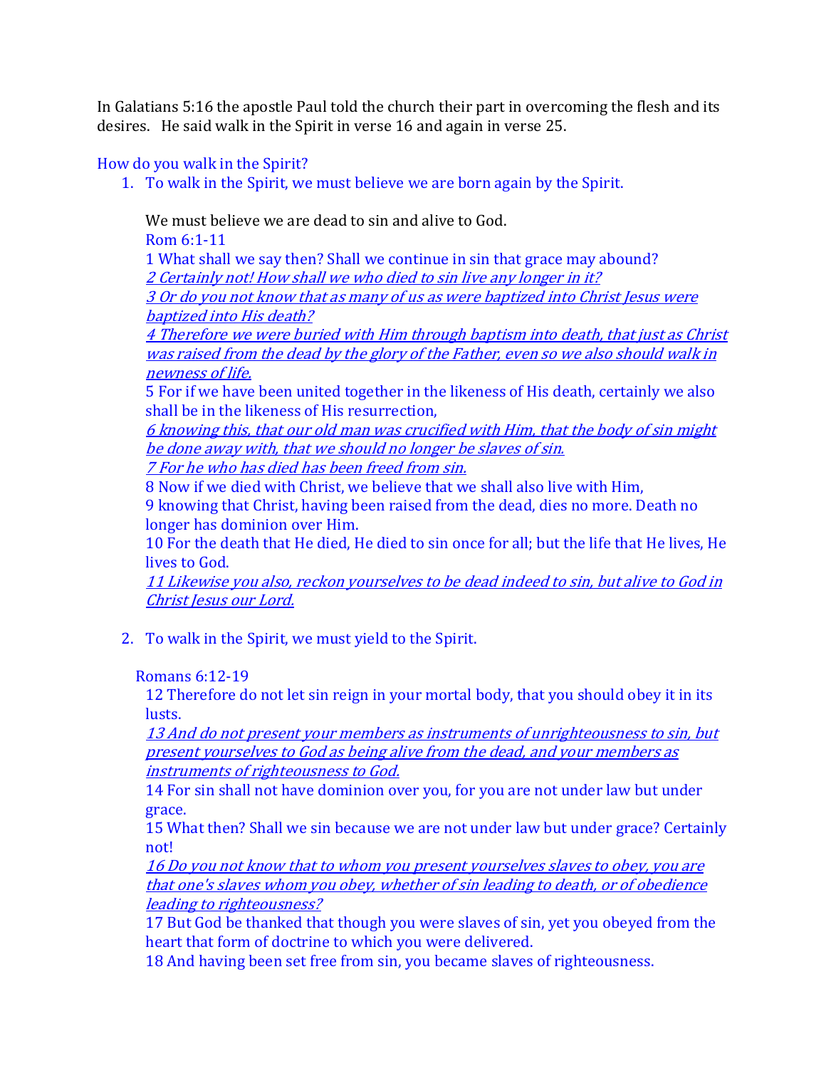In Galatians 5:16 the apostle Paul told the church their part in overcoming the flesh and its desires. He said walk in the Spirit in verse 16 and again in verse 25.

How do you walk in the Spirit?

1. To walk in the Spirit, we must believe we are born again by the Spirit.

   We must believe we are dead to sin and alive to God.

   Rom 6:1-11

   1 What shall we say then? Shall we continue in sin that grace may abound?

   *2 Certainly not! How shall we who died to sin live any longer in it?*

   *3 Or do you not know that as many of us as were baptized into Christ Jesus were baptized into His death?*

   *4 Therefore we were buried with Him through baptism into death, that just as Christ was raised from the dead by the glory of the Father, even so we also should walk in newness of life.*

   5 For if we have been united together in the likeness of His death, certainly we also shall be in the likeness of His resurrection,

   *6 knowing this, that our old man was crucified with Him, that the body of sin might be done away with, that we should no longer be slaves of sin.*

   *7 For he who has died has been freed from sin.*

   8 Now if we died with Christ, we believe that we shall also live with Him,

   9 knowing that Christ, having been raised from the dead, dies no more. Death no longer has dominion over Him.

   10 For the death that He died, He died to sin once for all; but the life that He lives, He lives to God.

   *11 Likewise you also, reckon yourselves to be dead indeed to sin, but alive to God in Christ Jesus our Lord.*

2. To walk in the Spirit, we must yield to the Spirit.

   Romans 6:12-19

   12 Therefore do not let sin reign in your mortal body, that you should obey it in its lusts.

   *13 And do not present your members as instruments of unrighteousness to sin, but present yourselves to God as being alive from the dead, and your members as instruments of righteousness to God.*

   14 For sin shall not have dominion over you, for you are not under law but under grace.

   15 What then? Shall we sin because we are not under law but under grace? Certainly not!

   *16 Do you not know that to whom you present yourselves slaves to obey, you are that one's slaves whom you obey, whether of sin leading to death, or of obedience leading to righteousness?*

   17 But God be thanked that though you were slaves of sin, yet you obeyed from the heart that form of doctrine to which you were delivered.

   18 And having been set free from sin, you became slaves of righteousness.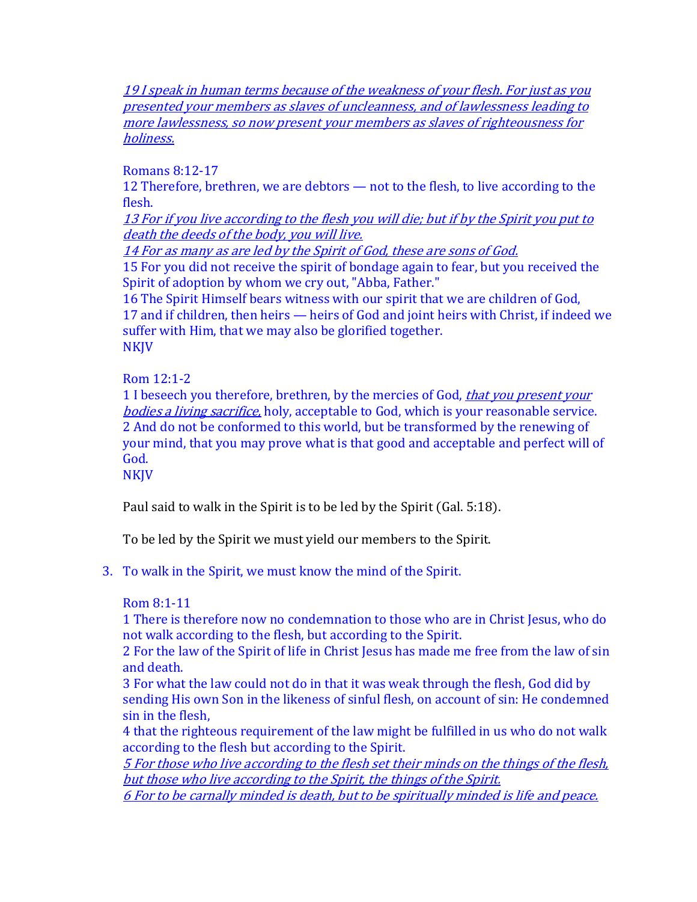*<u>19 I speak in human terms because of the weakness of your flesh. For just as you presented your members as slaves of uncleanness, and of lawlessness leading to more lawlessness, so now present your members as slaves of righteousness for holiness.</u>*

Romans 8:12-17
12 Therefore, brethren, we are debtors — not to the flesh, to live according to the flesh.
*<u>13 For if you live according to the flesh you will die; but if by the Spirit you put to death the deeds of the body, you will live.</u>*
*<u>14 For as many as are led by the Spirit of God, these are sons of God.</u>*
15 For you did not receive the spirit of bondage again to fear, but you received the Spirit of adoption by whom we cry out, "Abba, Father."
16 The Spirit Himself bears witness with our spirit that we are children of God,
17 and if children, then heirs — heirs of God and joint heirs with Christ, if indeed we suffer with Him, that we may also be glorified together.
NKJV

Rom 12:1-2
1 I beseech you therefore, brethren, by the mercies of God, *<u>that you present your bodies a living sacrifice,</u>* holy, acceptable to God, which is your reasonable service.
2 And do not be conformed to this world, but be transformed by the renewing of your mind, that you may prove what is that good and acceptable and perfect will of God.
NKJV

Paul said to walk in the Spirit is to be led by the Spirit (Gal. 5:18).

To be led by the Spirit we must yield our members to the Spirit.

3. To walk in the Spirit, we must know the mind of the Spirit.

   Rom 8:1-11
   1 There is therefore now no condemnation to those who are in Christ Jesus, who do not walk according to the flesh, but according to the Spirit.
   2 For the law of the Spirit of life in Christ Jesus has made me free from the law of sin and death.
   3 For what the law could not do in that it was weak through the flesh, God did by sending His own Son in the likeness of sinful flesh, on account of sin: He condemned sin in the flesh,
   4 that the righteous requirement of the law might be fulfilled in us who do not walk according to the flesh but according to the Spirit.
   *<u>5 For those who live according to the flesh set their minds on the things of the flesh, but those who live according to the Spirit, the things of the Spirit.</u>*
   *<u>6 For to be carnally minded is death, but to be spiritually minded is life and peace.</u>*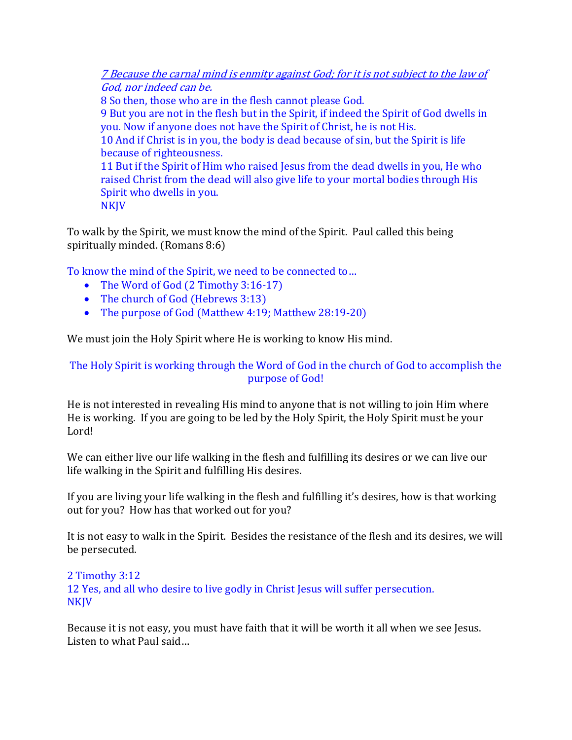*7 Because the carnal mind is enmity against God; for it is not subject to the law of God, nor indeed can be.*
8 So then, those who are in the flesh cannot please God.
9 But you are not in the flesh but in the Spirit, if indeed the Spirit of God dwells in you. Now if anyone does not have the Spirit of Christ, he is not His.
10 And if Christ is in you, the body is dead because of sin, but the Spirit is life because of righteousness.
11 But if the Spirit of Him who raised Jesus from the dead dwells in you, He who raised Christ from the dead will also give life to your mortal bodies through His Spirit who dwells in you.
NKJV

To walk by the Spirit, we must know the mind of the Spirit. Paul called this being spiritually minded. (Romans 8:6)

To know the mind of the Spirit, we need to be connected to…

- The Word of God (2 Timothy 3:16-17)
- The church of God (Hebrews 3:13)
- The purpose of God (Matthew 4:19; Matthew 28:19-20)

We must join the Holy Spirit where He is working to know His mind.

The Holy Spirit is working through the Word of God in the church of God to accomplish the purpose of God!

He is not interested in revealing His mind to anyone that is not willing to join Him where He is working. If you are going to be led by the Holy Spirit, the Holy Spirit must be your Lord!

We can either live our life walking in the flesh and fulfilling its desires or we can live our life walking in the Spirit and fulfilling His desires.

If you are living your life walking in the flesh and fulfilling it's desires, how is that working out for you? How has that worked out for you?

It is not easy to walk in the Spirit. Besides the resistance of the flesh and its desires, we will be persecuted.

2 Timothy 3:12
12 Yes, and all who desire to live godly in Christ Jesus will suffer persecution.
NKJV

Because it is not easy, you must have faith that it will be worth it all when we see Jesus. Listen to what Paul said…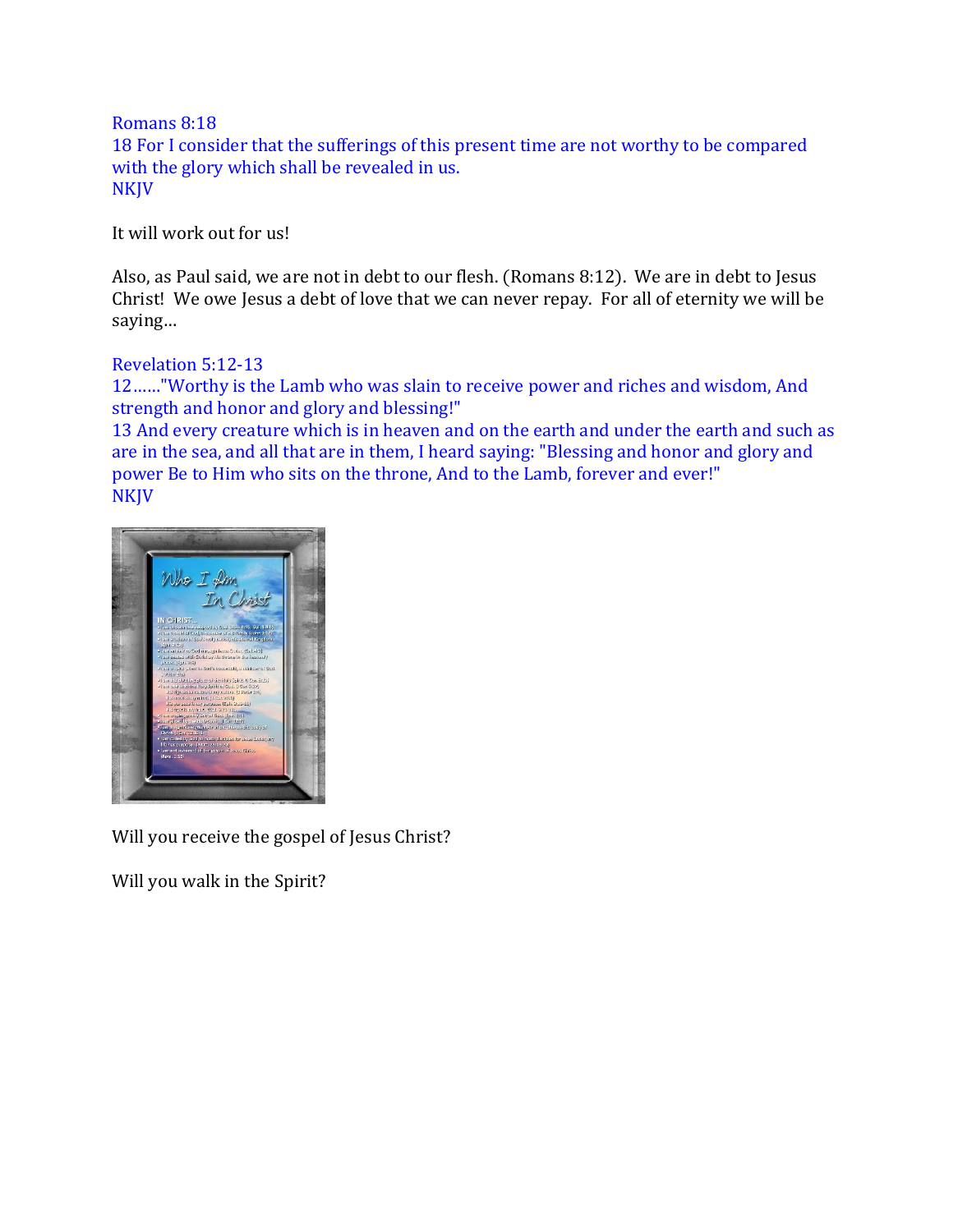Romans 8:18
18 For I consider that the sufferings of this present time are not worthy to be compared with the glory which shall be revealed in us.
NKJV

It will work out for us!

Also, as Paul said, we are not in debt to our flesh. (Romans 8:12). We are in debt to Jesus Christ! We owe Jesus a debt of love that we can never repay. For all of eternity we will be saying…

Revelation 5:12-13
12……"Worthy is the Lamb who was slain to receive power and riches and wisdom, And strength and honor and glory and blessing!"
13 And every creature which is in heaven and on the earth and under the earth and such as are in the sea, and all that are in them, I heard saying: "Blessing and honor and glory and power Be to Him who sits on the throne, And to the Lamb, forever and ever!"
NKJV

Will you receive the gospel of Jesus Christ?

Will you walk in the Spirit?